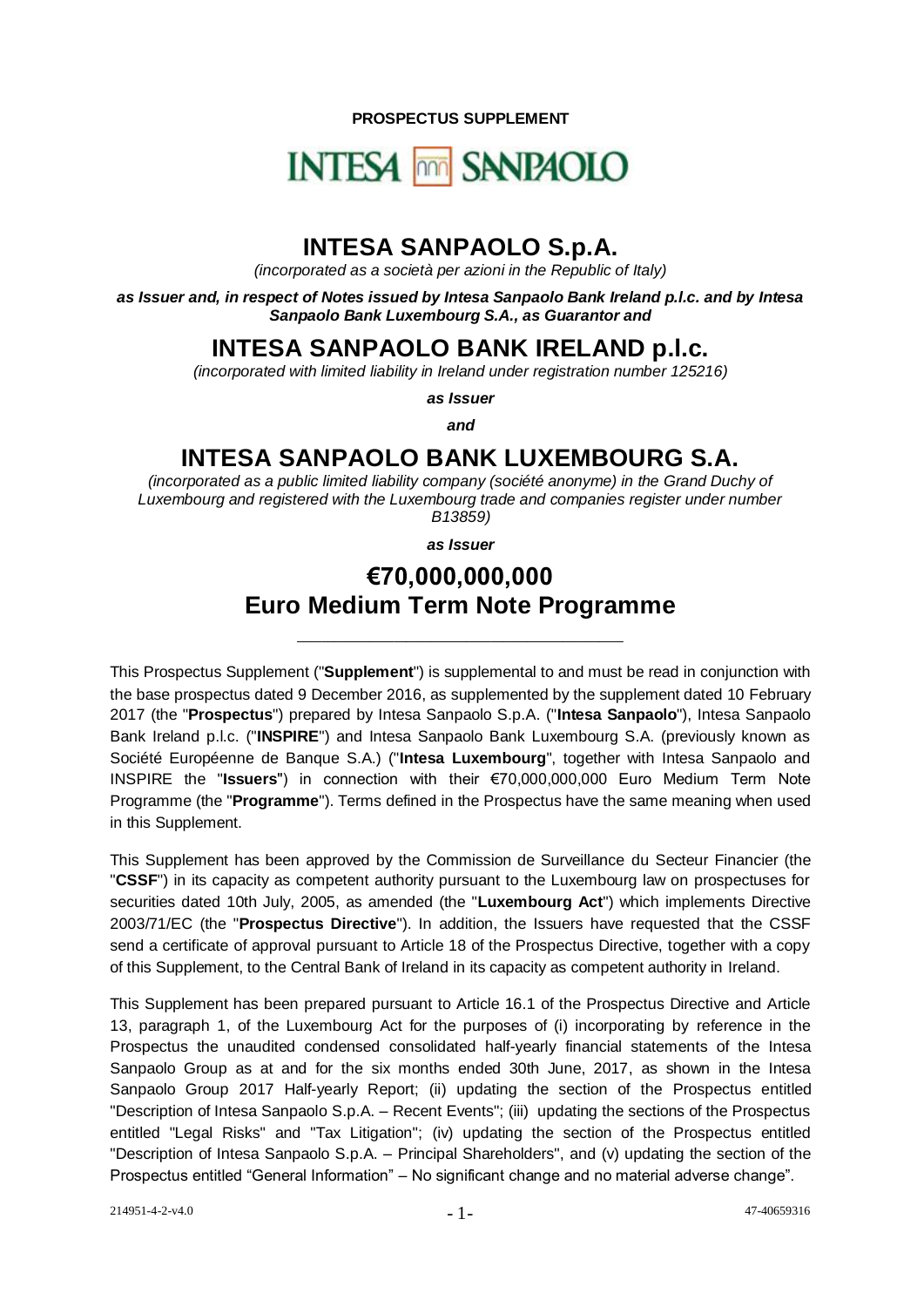**PROSPECTUS SUPPLEMENT**

INTESA SANPAOLO

# INTESA SANPAOLO S.p.A.

*(incorporated as a società per azioni in the Republic of Italy)*

***as Issuer and, in respect of Notes issued by Intesa Sanpaolo Bank Ireland p.l.c. and by Intesa Sanpaolo Bank Luxembourg S.A., as Guarantor and***

# INTESA SANPAOLO BANK IRELAND p.l.c.

*(incorporated with limited liability in Ireland under registration number 125216)*

***as Issuer***

***and***

# INTESA SANPAOLO BANK LUXEMBOURG S.A.

*(incorporated as a public limited liability company (société anonyme) in the Grand Duchy of Luxembourg and registered with the Luxembourg trade and companies register under number B13859)*

***as Issuer***

# €70,000,000,000 Euro Medium Term Note Programme

---

This Prospectus Supplement ("**Supplement**") is supplemental to and must be read in conjunction with the base prospectus dated 9 December 2016, as supplemented by the supplement dated 10 February 2017 (the "**Prospectus**") prepared by Intesa Sanpaolo S.p.A. ("**Intesa Sanpaolo**"), Intesa Sanpaolo Bank Ireland p.l.c. ("**INSPIRE**") and Intesa Sanpaolo Bank Luxembourg S.A. (previously known as Société Européenne de Banque S.A.) ("**Intesa Luxembourg**", together with Intesa Sanpaolo and INSPIRE the "**Issuers**") in connection with their €70,000,000,000 Euro Medium Term Note Programme (the "**Programme**"). Terms defined in the Prospectus have the same meaning when used in this Supplement.

This Supplement has been approved by the Commission de Surveillance du Secteur Financier (the "**CSSF**") in its capacity as competent authority pursuant to the Luxembourg law on prospectuses for securities dated 10th July, 2005, as amended (the "**Luxembourg Act**") which implements Directive 2003/71/EC (the "**Prospectus Directive**"). In addition, the Issuers have requested that the CSSF send a certificate of approval pursuant to Article 18 of the Prospectus Directive, together with a copy of this Supplement, to the Central Bank of Ireland in its capacity as competent authority in Ireland.

This Supplement has been prepared pursuant to Article 16.1 of the Prospectus Directive and Article 13, paragraph 1, of the Luxembourg Act for the purposes of (i) incorporating by reference in the Prospectus the unaudited condensed consolidated half-yearly financial statements of the Intesa Sanpaolo Group as at and for the six months ended 30th June, 2017, as shown in the Intesa Sanpaolo Group 2017 Half-yearly Report; (ii) updating the section of the Prospectus entitled "Description of Intesa Sanpaolo S.p.A. – Recent Events"; (iii) updating the sections of the Prospectus entitled "Legal Risks" and "Tax Litigation"; (iv) updating the section of the Prospectus entitled "Description of Intesa Sanpaolo S.p.A. – Principal Shareholders", and (v) updating the section of the Prospectus entitled "General Information" – No significant change and no material adverse change".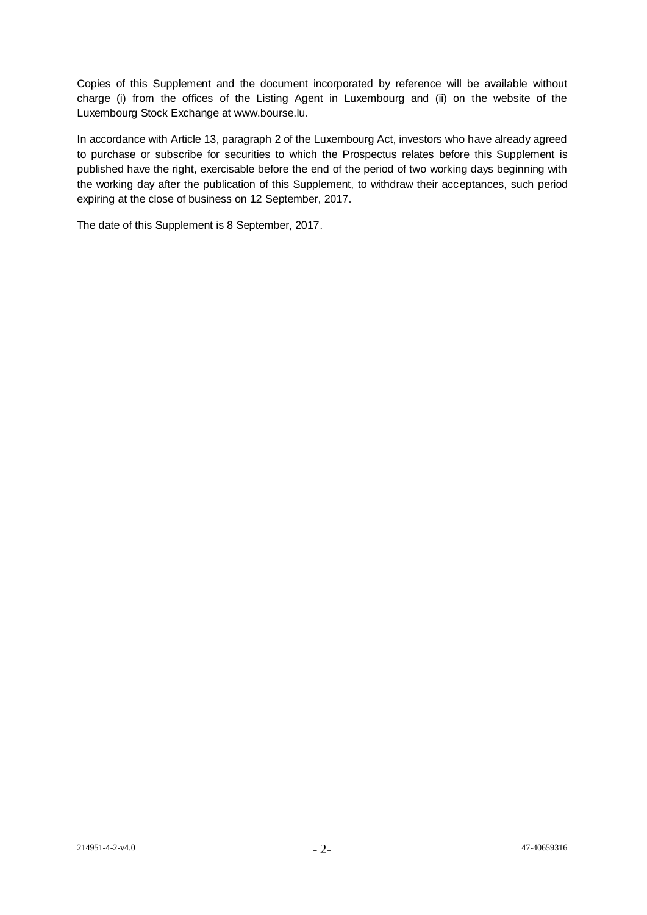Copies of this Supplement and the document incorporated by reference will be available without charge (i) from the offices of the Listing Agent in Luxembourg and (ii) on the website of the Luxembourg Stock Exchange at www.bourse.lu.

In accordance with Article 13, paragraph 2 of the Luxembourg Act, investors who have already agreed to purchase or subscribe for securities to which the Prospectus relates before this Supplement is published have the right, exercisable before the end of the period of two working days beginning with the working day after the publication of this Supplement, to withdraw their acceptances, such period expiring at the close of business on 12 September, 2017.

The date of this Supplement is 8 September, 2017.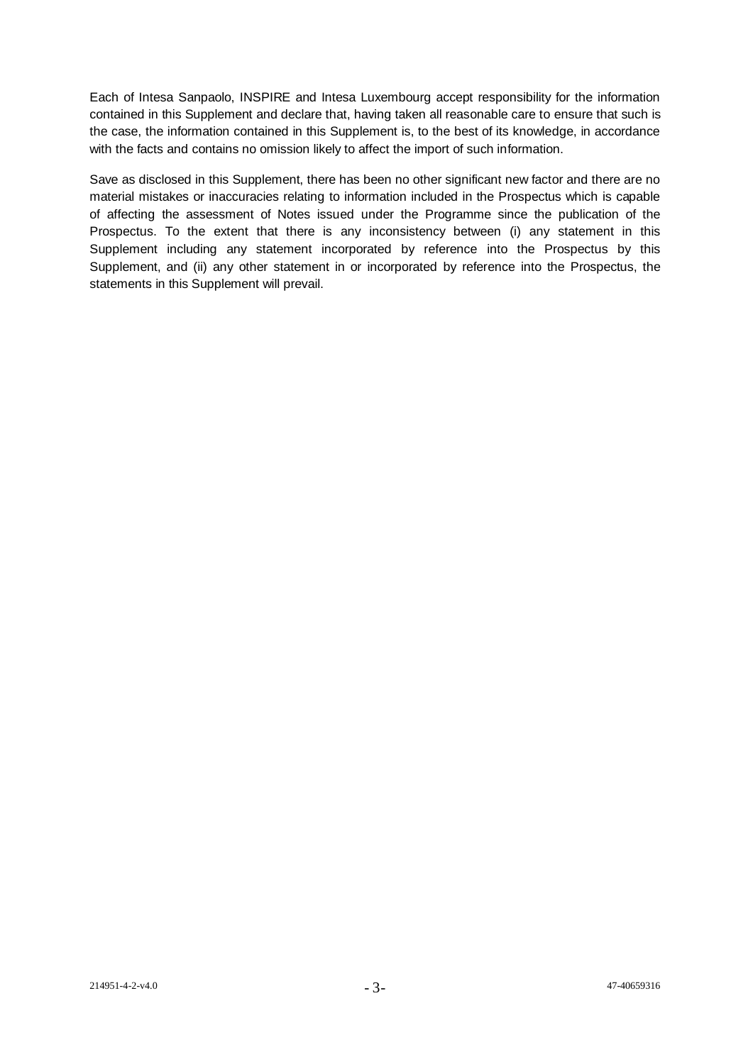Each of Intesa Sanpaolo, INSPIRE and Intesa Luxembourg accept responsibility for the information contained in this Supplement and declare that, having taken all reasonable care to ensure that such is the case, the information contained in this Supplement is, to the best of its knowledge, in accordance with the facts and contains no omission likely to affect the import of such information.

Save as disclosed in this Supplement, there has been no other significant new factor and there are no material mistakes or inaccuracies relating to information included in the Prospectus which is capable of affecting the assessment of Notes issued under the Programme since the publication of the Prospectus. To the extent that there is any inconsistency between (i) any statement in this Supplement including any statement incorporated by reference into the Prospectus by this Supplement, and (ii) any other statement in or incorporated by reference into the Prospectus, the statements in this Supplement will prevail.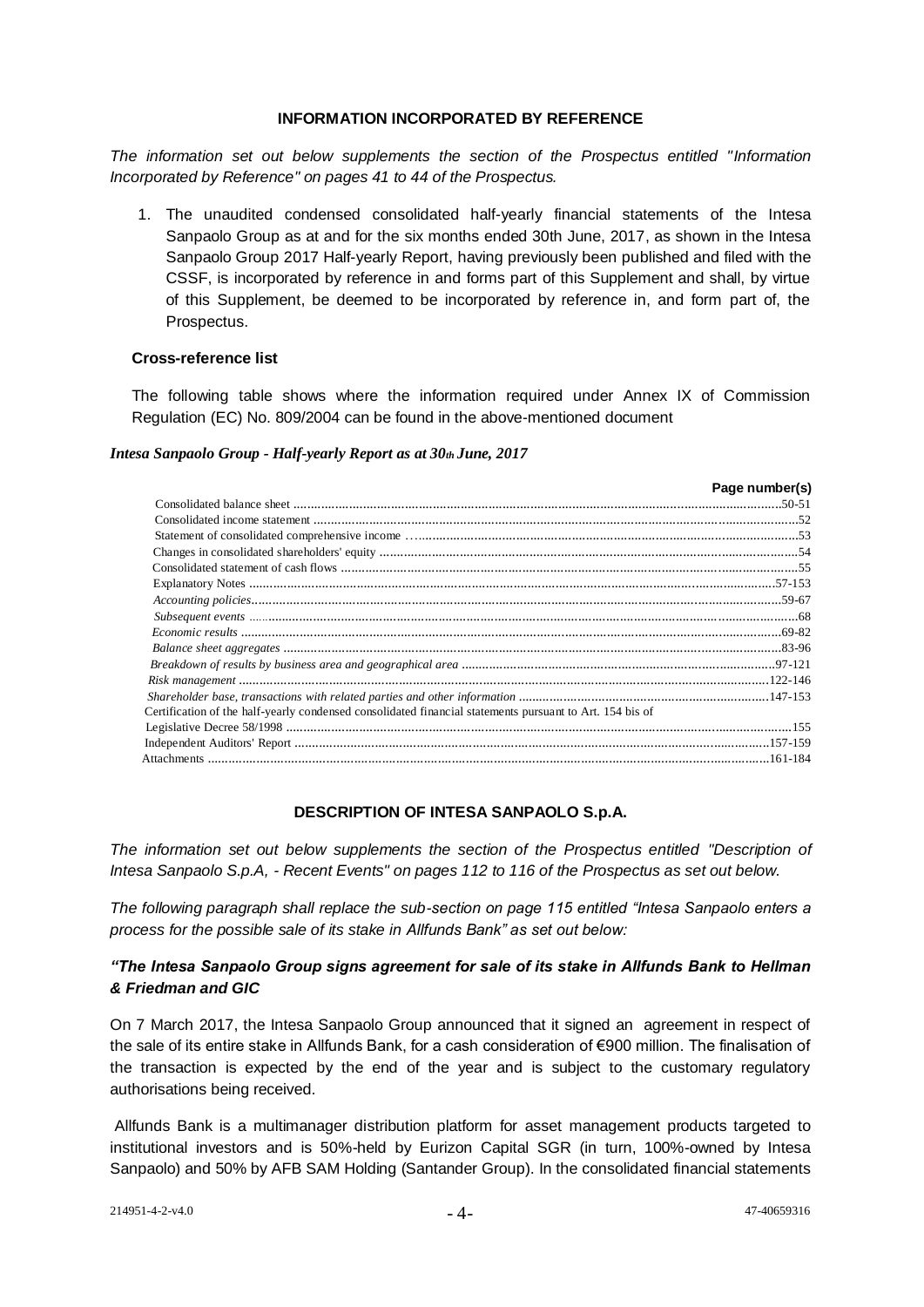## INFORMATION INCORPORATED BY REFERENCE

*The information set out below supplements the section of the Prospectus entitled "Information Incorporated by Reference" on pages 41 to 44 of the Prospectus.*

1. The unaudited condensed consolidated half-yearly financial statements of the Intesa Sanpaolo Group as at and for the six months ended 30th June, 2017, as shown in the Intesa Sanpaolo Group 2017 Half-yearly Report, having previously been published and filed with the CSSF, is incorporated by reference in and forms part of this Supplement and shall, by virtue of this Supplement, be deemed to be incorporated by reference in, and form part of, the Prospectus.

### Cross-reference list

The following table shows where the information required under Annex IX of Commission Regulation (EC) No. 809/2004 can be found in the above-mentioned document

***Intesa Sanpaolo Group - Half-yearly Report as at 30th June, 2017***

| | Page number(s) |
|---|---|
| Consolidated balance sheet | 50-51 |
| Consolidated income statement | 52 |
| Statement of consolidated comprehensive income | 53 |
| Changes in consolidated shareholders' equity | 54 |
| Consolidated statement of cash flows | 55 |
| Explanatory Notes | 57-153 |
| *Accounting policies* | 59-67 |
| *Subsequent events* | 68 |
| *Economic results* | 69-82 |
| *Balance sheet aggregates* | 83-96 |
| *Breakdown of results by business area and geographical area* | 97-121 |
| *Risk management* | 122-146 |
| *Shareholder base, transactions with related parties and other information* | 147-153 |
| Certification of the half-yearly condensed consolidated financial statements pursuant to Art. 154 bis of Legislative Decree 58/1998 | 155 |
| Independent Auditors' Report | 157-159 |
| Attachments | 161-184 |

## DESCRIPTION OF INTESA SANPAOLO S.p.A.

*The information set out below supplements the section of the Prospectus entitled "Description of Intesa Sanpaolo S.p.A, - Recent Events" on pages 112 to 116 of the Prospectus as set out below.*

*The following paragraph shall replace the sub-section on page 115 entitled "Intesa Sanpaolo enters a process for the possible sale of its stake in Allfunds Bank" as set out below:*

***"The Intesa Sanpaolo Group signs agreement for sale of its stake in Allfunds Bank to Hellman & Friedman and GIC***

On 7 March 2017, the Intesa Sanpaolo Group announced that it signed an agreement in respect of the sale of its entire stake in Allfunds Bank, for a cash consideration of €900 million. The finalisation of the transaction is expected by the end of the year and is subject to the customary regulatory authorisations being received.

Allfunds Bank is a multimanager distribution platform for asset management products targeted to institutional investors and is 50%-held by Eurizon Capital SGR (in turn, 100%-owned by Intesa Sanpaolo) and 50% by AFB SAM Holding (Santander Group). In the consolidated financial statements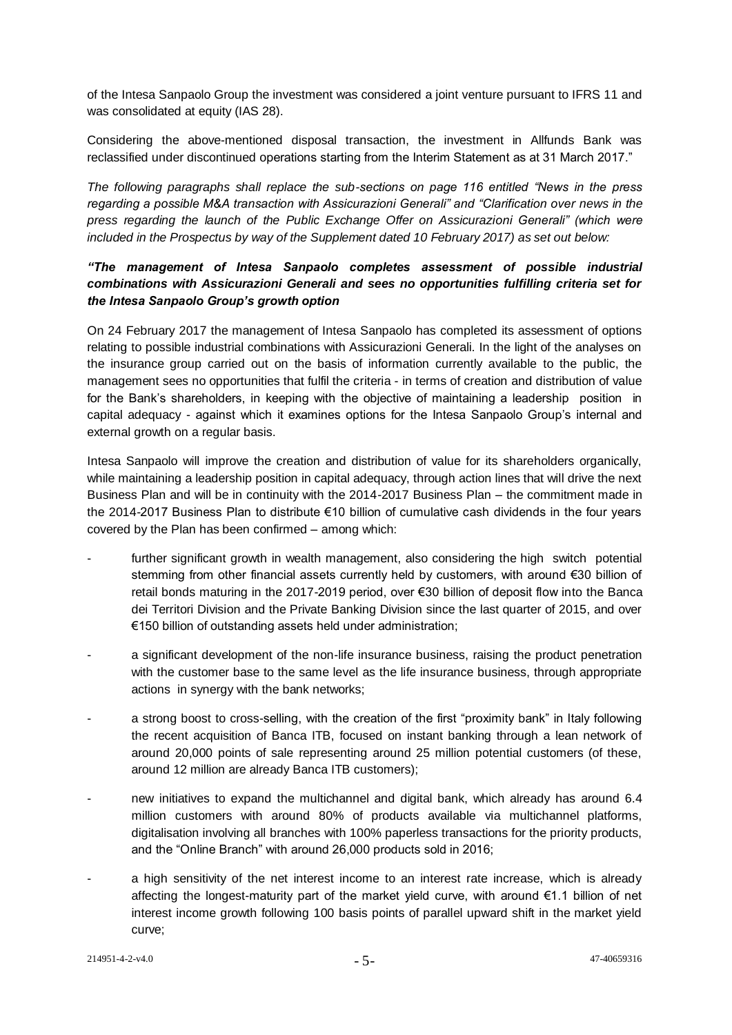of the Intesa Sanpaolo Group the investment was considered a joint venture pursuant to IFRS 11 and was consolidated at equity (IAS 28).

Considering the above-mentioned disposal transaction, the investment in Allfunds Bank was reclassified under discontinued operations starting from the Interim Statement as at 31 March 2017."

*The following paragraphs shall replace the sub-sections on page 116 entitled "News in the press regarding a possible M&A transaction with Assicurazioni Generali" and "Clarification over news in the press regarding the launch of the Public Exchange Offer on Assicurazioni Generali" (which were included in the Prospectus by way of the Supplement dated 10 February 2017) as set out below:*

***"The management of Intesa Sanpaolo completes assessment of possible industrial combinations with Assicurazioni Generali and sees no opportunities fulfilling criteria set for the Intesa Sanpaolo Group's growth option***

On 24 February 2017 the management of Intesa Sanpaolo has completed its assessment of options relating to possible industrial combinations with Assicurazioni Generali. In the light of the analyses on the insurance group carried out on the basis of information currently available to the public, the management sees no opportunities that fulfil the criteria - in terms of creation and distribution of value for the Bank's shareholders, in keeping with the objective of maintaining a leadership position in capital adequacy - against which it examines options for the Intesa Sanpaolo Group's internal and external growth on a regular basis.

Intesa Sanpaolo will improve the creation and distribution of value for its shareholders organically, while maintaining a leadership position in capital adequacy, through action lines that will drive the next Business Plan and will be in continuity with the 2014-2017 Business Plan – the commitment made in the 2014-2017 Business Plan to distribute €10 billion of cumulative cash dividends in the four years covered by the Plan has been confirmed – among which:

- further significant growth in wealth management, also considering the high switch potential stemming from other financial assets currently held by customers, with around €30 billion of retail bonds maturing in the 2017-2019 period, over €30 billion of deposit flow into the Banca dei Territori Division and the Private Banking Division since the last quarter of 2015, and over €150 billion of outstanding assets held under administration;
- a significant development of the non-life insurance business, raising the product penetration with the customer base to the same level as the life insurance business, through appropriate actions in synergy with the bank networks;
- a strong boost to cross-selling, with the creation of the first "proximity bank" in Italy following the recent acquisition of Banca ITB, focused on instant banking through a lean network of around 20,000 points of sale representing around 25 million potential customers (of these, around 12 million are already Banca ITB customers);
- new initiatives to expand the multichannel and digital bank, which already has around 6.4 million customers with around 80% of products available via multichannel platforms, digitalisation involving all branches with 100% paperless transactions for the priority products, and the "Online Branch" with around 26,000 products sold in 2016;
- a high sensitivity of the net interest income to an interest rate increase, which is already affecting the longest-maturity part of the market yield curve, with around €1.1 billion of net interest income growth following 100 basis points of parallel upward shift in the market yield curve;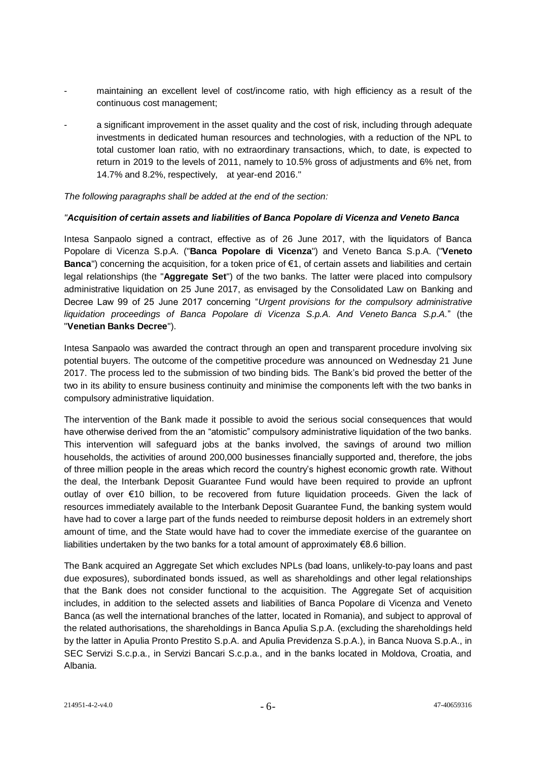- maintaining an excellent level of cost/income ratio, with high efficiency as a result of the continuous cost management;

- a significant improvement in the asset quality and the cost of risk, including through adequate investments in dedicated human resources and technologies, with a reduction of the NPL to total customer loan ratio, with no extraordinary transactions, which, to date, is expected to return in 2019 to the levels of 2011, namely to 10.5% gross of adjustments and 6% net, from 14.7% and 8.2%, respectively, at year-end 2016."

*The following paragraphs shall be added at the end of the section:*

*"**Acquisition of certain assets and liabilities of Banca Popolare di Vicenza and Veneto Banca***

Intesa Sanpaolo signed a contract, effective as of 26 June 2017, with the liquidators of Banca Popolare di Vicenza S.p.A. ("**Banca Popolare di Vicenza**") and Veneto Banca S.p.A. ("**Veneto Banca**") concerning the acquisition, for a token price of €1, of certain assets and liabilities and certain legal relationships (the "**Aggregate Set**") of the two banks. The latter were placed into compulsory administrative liquidation on 25 June 2017, as envisaged by the Consolidated Law on Banking and Decree Law 99 of 25 June 2017 concerning "*Urgent provisions for the compulsory administrative liquidation proceedings of Banca Popolare di Vicenza S.p.A. And Veneto Banca S.p.A.*" (the "**Venetian Banks Decree**").

Intesa Sanpaolo was awarded the contract through an open and transparent procedure involving six potential buyers. The outcome of the competitive procedure was announced on Wednesday 21 June 2017. The process led to the submission of two binding bids. The Bank's bid proved the better of the two in its ability to ensure business continuity and minimise the components left with the two banks in compulsory administrative liquidation.

The intervention of the Bank made it possible to avoid the serious social consequences that would have otherwise derived from the an "atomistic" compulsory administrative liquidation of the two banks. This intervention will safeguard jobs at the banks involved, the savings of around two million households, the activities of around 200,000 businesses financially supported and, therefore, the jobs of three million people in the areas which record the country's highest economic growth rate. Without the deal, the Interbank Deposit Guarantee Fund would have been required to provide an upfront outlay of over €10 billion, to be recovered from future liquidation proceeds. Given the lack of resources immediately available to the Interbank Deposit Guarantee Fund, the banking system would have had to cover a large part of the funds needed to reimburse deposit holders in an extremely short amount of time, and the State would have had to cover the immediate exercise of the guarantee on liabilities undertaken by the two banks for a total amount of approximately €8.6 billion.

The Bank acquired an Aggregate Set which excludes NPLs (bad loans, unlikely-to-pay loans and past due exposures), subordinated bonds issued, as well as shareholdings and other legal relationships that the Bank does not consider functional to the acquisition. The Aggregate Set of acquisition includes, in addition to the selected assets and liabilities of Banca Popolare di Vicenza and Veneto Banca (as well the international branches of the latter, located in Romania), and subject to approval of the related authorisations, the shareholdings in Banca Apulia S.p.A. (excluding the shareholdings held by the latter in Apulia Pronto Prestito S.p.A. and Apulia Previdenza S.p.A.), in Banca Nuova S.p.A., in SEC Servizi S.c.p.a., in Servizi Bancari S.c.p.a., and in the banks located in Moldova, Croatia, and Albania.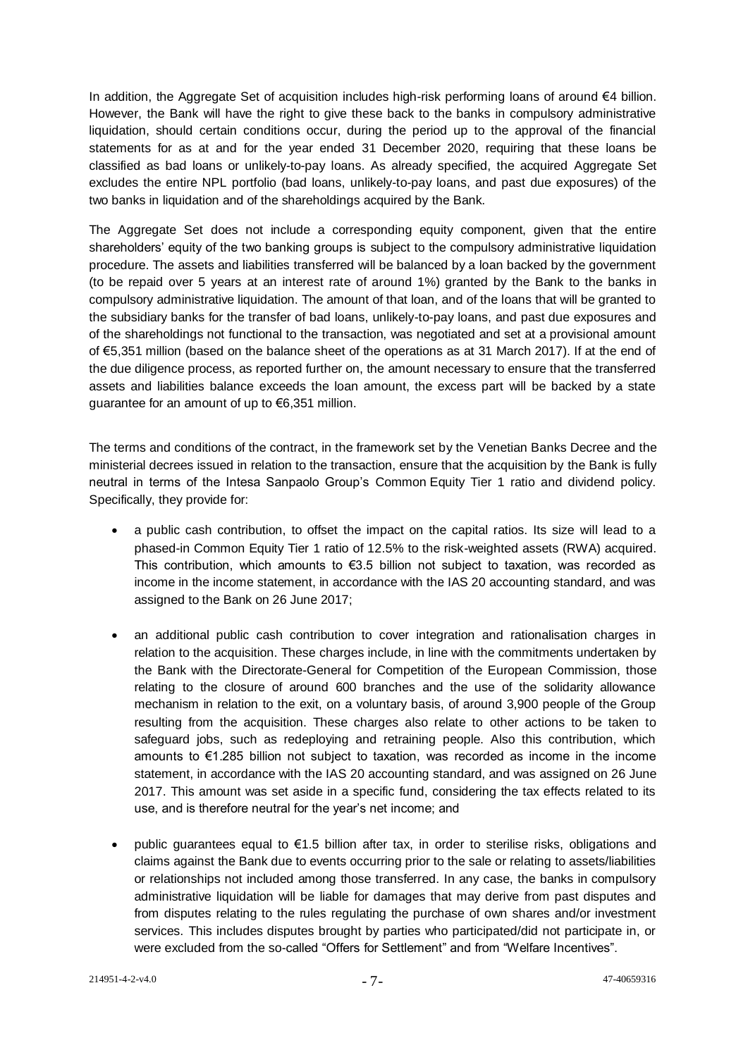In addition, the Aggregate Set of acquisition includes high-risk performing loans of around €4 billion. However, the Bank will have the right to give these back to the banks in compulsory administrative liquidation, should certain conditions occur, during the period up to the approval of the financial statements for as at and for the year ended 31 December 2020, requiring that these loans be classified as bad loans or unlikely-to-pay loans. As already specified, the acquired Aggregate Set excludes the entire NPL portfolio (bad loans, unlikely-to-pay loans, and past due exposures) of the two banks in liquidation and of the shareholdings acquired by the Bank.

The Aggregate Set does not include a corresponding equity component, given that the entire shareholders' equity of the two banking groups is subject to the compulsory administrative liquidation procedure. The assets and liabilities transferred will be balanced by a loan backed by the government (to be repaid over 5 years at an interest rate of around 1%) granted by the Bank to the banks in compulsory administrative liquidation. The amount of that loan, and of the loans that will be granted to the subsidiary banks for the transfer of bad loans, unlikely-to-pay loans, and past due exposures and of the shareholdings not functional to the transaction, was negotiated and set at a provisional amount of €5,351 million (based on the balance sheet of the operations as at 31 March 2017). If at the end of the due diligence process, as reported further on, the amount necessary to ensure that the transferred assets and liabilities balance exceeds the loan amount, the excess part will be backed by a state guarantee for an amount of up to €6,351 million.

The terms and conditions of the contract, in the framework set by the Venetian Banks Decree and the ministerial decrees issued in relation to the transaction, ensure that the acquisition by the Bank is fully neutral in terms of the Intesa Sanpaolo Group's Common Equity Tier 1 ratio and dividend policy. Specifically, they provide for:

- a public cash contribution, to offset the impact on the capital ratios. Its size will lead to a phased-in Common Equity Tier 1 ratio of 12.5% to the risk-weighted assets (RWA) acquired. This contribution, which amounts to €3.5 billion not subject to taxation, was recorded as income in the income statement, in accordance with the IAS 20 accounting standard, and was assigned to the Bank on 26 June 2017;

- an additional public cash contribution to cover integration and rationalisation charges in relation to the acquisition. These charges include, in line with the commitments undertaken by the Bank with the Directorate-General for Competition of the European Commission, those relating to the closure of around 600 branches and the use of the solidarity allowance mechanism in relation to the exit, on a voluntary basis, of around 3,900 people of the Group resulting from the acquisition. These charges also relate to other actions to be taken to safeguard jobs, such as redeploying and retraining people. Also this contribution, which amounts to €1.285 billion not subject to taxation, was recorded as income in the income statement, in accordance with the IAS 20 accounting standard, and was assigned on 26 June 2017. This amount was set aside in a specific fund, considering the tax effects related to its use, and is therefore neutral for the year's net income; and

- public guarantees equal to €1.5 billion after tax, in order to sterilise risks, obligations and claims against the Bank due to events occurring prior to the sale or relating to assets/liabilities or relationships not included among those transferred. In any case, the banks in compulsory administrative liquidation will be liable for damages that may derive from past disputes and from disputes relating to the rules regulating the purchase of own shares and/or investment services. This includes disputes brought by parties who participated/did not participate in, or were excluded from the so-called "Offers for Settlement" and from "Welfare Incentives".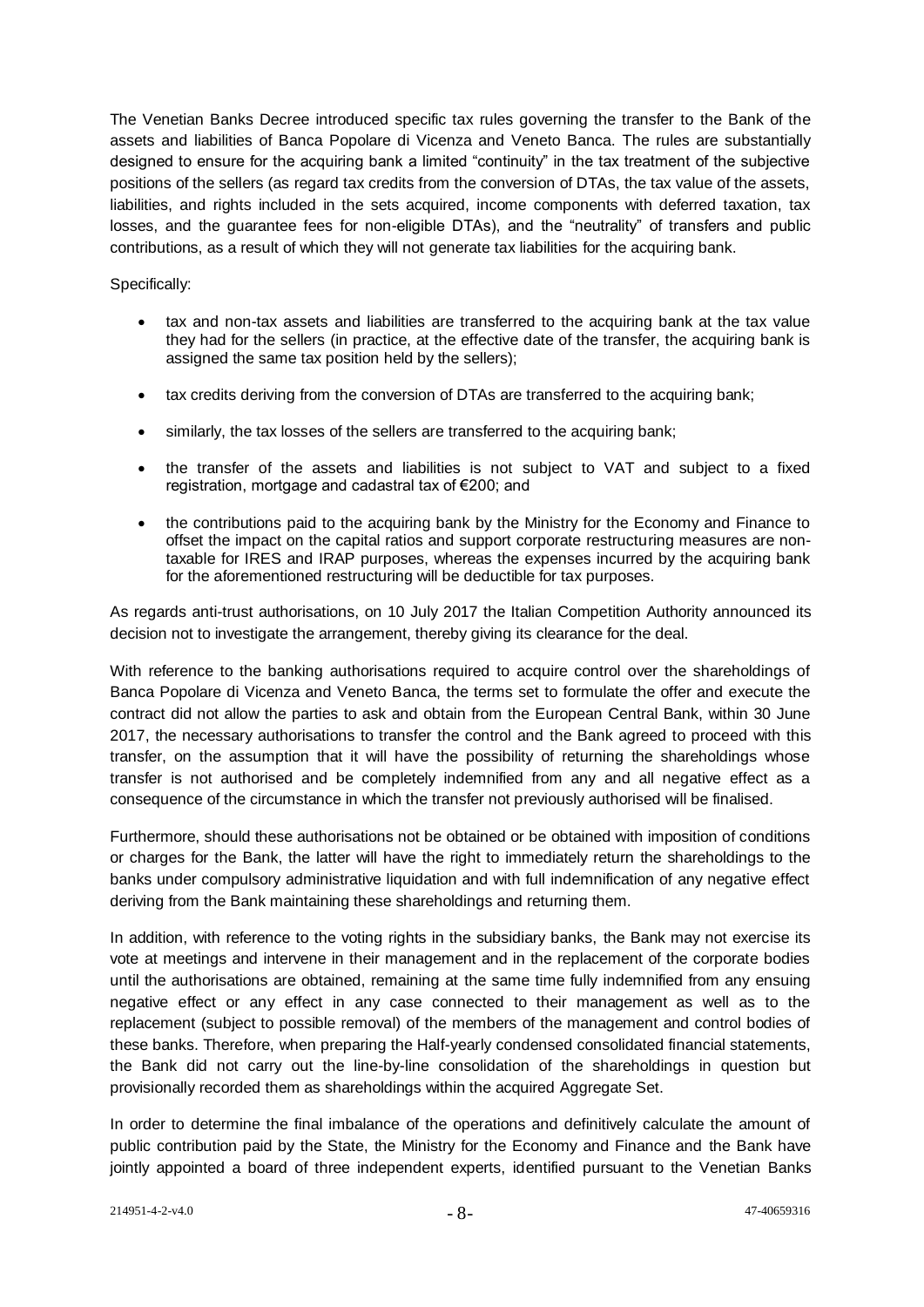The Venetian Banks Decree introduced specific tax rules governing the transfer to the Bank of the assets and liabilities of Banca Popolare di Vicenza and Veneto Banca. The rules are substantially designed to ensure for the acquiring bank a limited "continuity" in the tax treatment of the subjective positions of the sellers (as regard tax credits from the conversion of DTAs, the tax value of the assets, liabilities, and rights included in the sets acquired, income components with deferred taxation, tax losses, and the guarantee fees for non-eligible DTAs), and the "neutrality" of transfers and public contributions, as a result of which they will not generate tax liabilities for the acquiring bank.

Specifically:

- tax and non-tax assets and liabilities are transferred to the acquiring bank at the tax value they had for the sellers (in practice, at the effective date of the transfer, the acquiring bank is assigned the same tax position held by the sellers);
- tax credits deriving from the conversion of DTAs are transferred to the acquiring bank;
- similarly, the tax losses of the sellers are transferred to the acquiring bank;
- the transfer of the assets and liabilities is not subject to VAT and subject to a fixed registration, mortgage and cadastral tax of €200; and
- the contributions paid to the acquiring bank by the Ministry for the Economy and Finance to offset the impact on the capital ratios and support corporate restructuring measures are non-taxable for IRES and IRAP purposes, whereas the expenses incurred by the acquiring bank for the aforementioned restructuring will be deductible for tax purposes.

As regards anti-trust authorisations, on 10 July 2017 the Italian Competition Authority announced its decision not to investigate the arrangement, thereby giving its clearance for the deal.

With reference to the banking authorisations required to acquire control over the shareholdings of Banca Popolare di Vicenza and Veneto Banca, the terms set to formulate the offer and execute the contract did not allow the parties to ask and obtain from the European Central Bank, within 30 June 2017, the necessary authorisations to transfer the control and the Bank agreed to proceed with this transfer, on the assumption that it will have the possibility of returning the shareholdings whose transfer is not authorised and be completely indemnified from any and all negative effect as a consequence of the circumstance in which the transfer not previously authorised will be finalised.

Furthermore, should these authorisations not be obtained or be obtained with imposition of conditions or charges for the Bank, the latter will have the right to immediately return the shareholdings to the banks under compulsory administrative liquidation and with full indemnification of any negative effect deriving from the Bank maintaining these shareholdings and returning them.

In addition, with reference to the voting rights in the subsidiary banks, the Bank may not exercise its vote at meetings and intervene in their management and in the replacement of the corporate bodies until the authorisations are obtained, remaining at the same time fully indemnified from any ensuing negative effect or any effect in any case connected to their management as well as to the replacement (subject to possible removal) of the members of the management and control bodies of these banks. Therefore, when preparing the Half-yearly condensed consolidated financial statements, the Bank did not carry out the line-by-line consolidation of the shareholdings in question but provisionally recorded them as shareholdings within the acquired Aggregate Set.

In order to determine the final imbalance of the operations and definitively calculate the amount of public contribution paid by the State, the Ministry for the Economy and Finance and the Bank have jointly appointed a board of three independent experts, identified pursuant to the Venetian Banks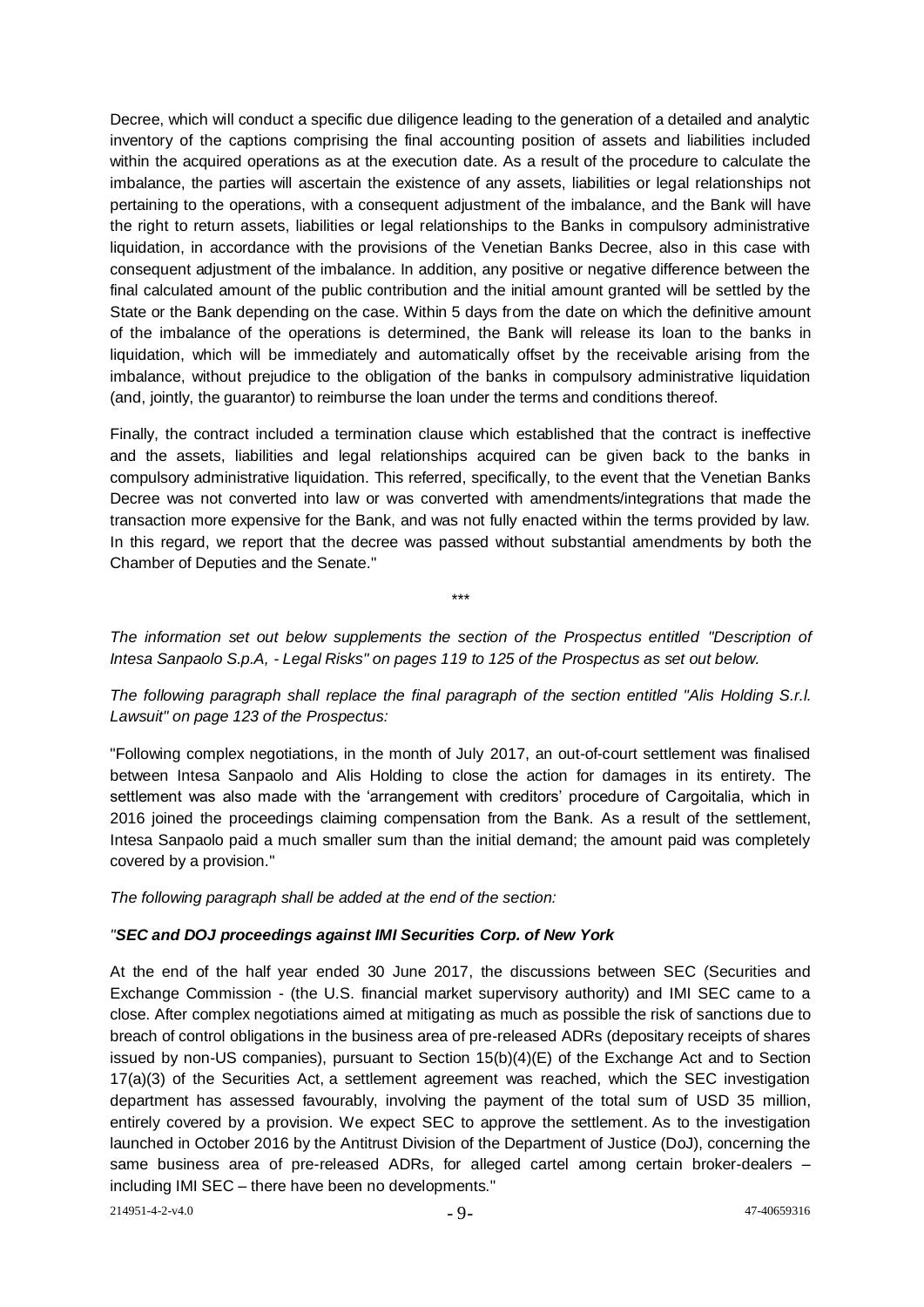Decree, which will conduct a specific due diligence leading to the generation of a detailed and analytic inventory of the captions comprising the final accounting position of assets and liabilities included within the acquired operations as at the execution date. As a result of the procedure to calculate the imbalance, the parties will ascertain the existence of any assets, liabilities or legal relationships not pertaining to the operations, with a consequent adjustment of the imbalance, and the Bank will have the right to return assets, liabilities or legal relationships to the Banks in compulsory administrative liquidation, in accordance with the provisions of the Venetian Banks Decree, also in this case with consequent adjustment of the imbalance. In addition, any positive or negative difference between the final calculated amount of the public contribution and the initial amount granted will be settled by the State or the Bank depending on the case. Within 5 days from the date on which the definitive amount of the imbalance of the operations is determined, the Bank will release its loan to the banks in liquidation, which will be immediately and automatically offset by the receivable arising from the imbalance, without prejudice to the obligation of the banks in compulsory administrative liquidation (and, jointly, the guarantor) to reimburse the loan under the terms and conditions thereof.

Finally, the contract included a termination clause which established that the contract is ineffective and the assets, liabilities and legal relationships acquired can be given back to the banks in compulsory administrative liquidation. This referred, specifically, to the event that the Venetian Banks Decree was not converted into law or was converted with amendments/integrations that made the transaction more expensive for the Bank, and was not fully enacted within the terms provided by law. In this regard, we report that the decree was passed without substantial amendments by both the Chamber of Deputies and the Senate."

\*\*\*

*The information set out below supplements the section of the Prospectus entitled "Description of Intesa Sanpaolo S.p.A, - Legal Risks" on pages 119 to 125 of the Prospectus as set out below.*

*The following paragraph shall replace the final paragraph of the section entitled "Alis Holding S.r.l. Lawsuit" on page 123 of the Prospectus:*

"Following complex negotiations, in the month of July 2017, an out-of-court settlement was finalised between Intesa Sanpaolo and Alis Holding to close the action for damages in its entirety. The settlement was also made with the 'arrangement with creditors' procedure of Cargoitalia, which in 2016 joined the proceedings claiming compensation from the Bank. As a result of the settlement, Intesa Sanpaolo paid a much smaller sum than the initial demand; the amount paid was completely covered by a provision."

*The following paragraph shall be added at the end of the section:*

*"**SEC and DOJ proceedings against IMI Securities Corp. of New York***

At the end of the half year ended 30 June 2017, the discussions between SEC (Securities and Exchange Commission - (the U.S. financial market supervisory authority) and IMI SEC came to a close. After complex negotiations aimed at mitigating as much as possible the risk of sanctions due to breach of control obligations in the business area of pre-released ADRs (depositary receipts of shares issued by non-US companies), pursuant to Section 15(b)(4)(E) of the Exchange Act and to Section 17(a)(3) of the Securities Act, a settlement agreement was reached, which the SEC investigation department has assessed favourably, involving the payment of the total sum of USD 35 million, entirely covered by a provision. We expect SEC to approve the settlement. As to the investigation launched in October 2016 by the Antitrust Division of the Department of Justice (DoJ), concerning the same business area of pre-released ADRs, for alleged cartel among certain broker-dealers – including IMI SEC – there have been no developments."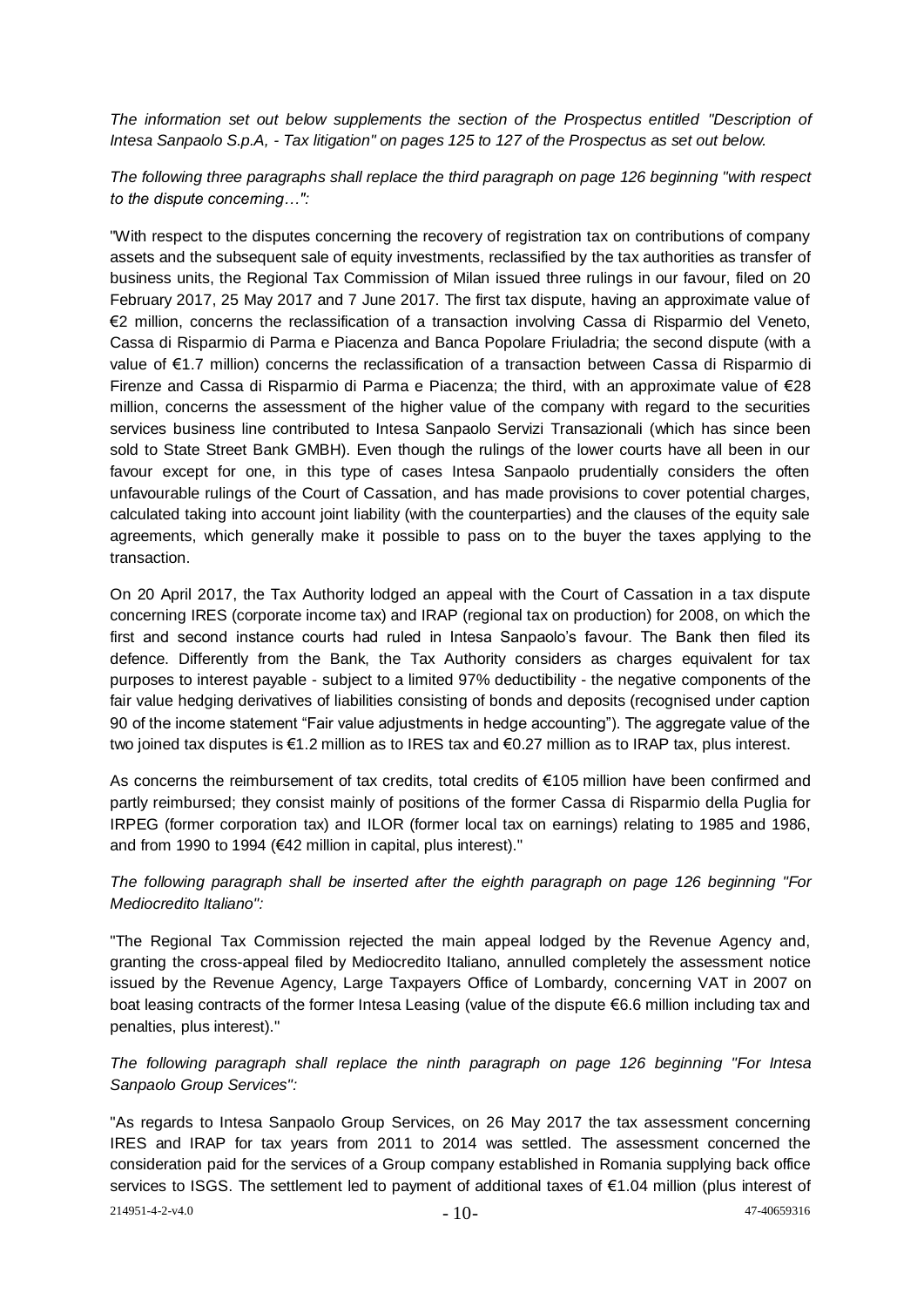*The information set out below supplements the section of the Prospectus entitled "Description of Intesa Sanpaolo S.p.A, - Tax litigation" on pages 125 to 127 of the Prospectus as set out below.*

*The following three paragraphs shall replace the third paragraph on page 126 beginning "with respect to the dispute concerning…":*

"With respect to the disputes concerning the recovery of registration tax on contributions of company assets and the subsequent sale of equity investments, reclassified by the tax authorities as transfer of business units, the Regional Tax Commission of Milan issued three rulings in our favour, filed on 20 February 2017, 25 May 2017 and 7 June 2017. The first tax dispute, having an approximate value of €2 million, concerns the reclassification of a transaction involving Cassa di Risparmio del Veneto, Cassa di Risparmio di Parma e Piacenza and Banca Popolare Friuladria; the second dispute (with a value of €1.7 million) concerns the reclassification of a transaction between Cassa di Risparmio di Firenze and Cassa di Risparmio di Parma e Piacenza; the third, with an approximate value of €28 million, concerns the assessment of the higher value of the company with regard to the securities services business line contributed to Intesa Sanpaolo Servizi Transazionali (which has since been sold to State Street Bank GMBH). Even though the rulings of the lower courts have all been in our favour except for one, in this type of cases Intesa Sanpaolo prudentially considers the often unfavourable rulings of the Court of Cassation, and has made provisions to cover potential charges, calculated taking into account joint liability (with the counterparties) and the clauses of the equity sale agreements, which generally make it possible to pass on to the buyer the taxes applying to the transaction.

On 20 April 2017, the Tax Authority lodged an appeal with the Court of Cassation in a tax dispute concerning IRES (corporate income tax) and IRAP (regional tax on production) for 2008, on which the first and second instance courts had ruled in Intesa Sanpaolo's favour. The Bank then filed its defence. Differently from the Bank, the Tax Authority considers as charges equivalent for tax purposes to interest payable - subject to a limited 97% deductibility - the negative components of the fair value hedging derivatives of liabilities consisting of bonds and deposits (recognised under caption 90 of the income statement "Fair value adjustments in hedge accounting"). The aggregate value of the two joined tax disputes is €1.2 million as to IRES tax and €0.27 million as to IRAP tax, plus interest.

As concerns the reimbursement of tax credits, total credits of €105 million have been confirmed and partly reimbursed; they consist mainly of positions of the former Cassa di Risparmio della Puglia for IRPEG (former corporation tax) and ILOR (former local tax on earnings) relating to 1985 and 1986, and from 1990 to 1994 (€42 million in capital, plus interest)."

*The following paragraph shall be inserted after the eighth paragraph on page 126 beginning "For Mediocredito Italiano":*

"The Regional Tax Commission rejected the main appeal lodged by the Revenue Agency and, granting the cross-appeal filed by Mediocredito Italiano, annulled completely the assessment notice issued by the Revenue Agency, Large Taxpayers Office of Lombardy, concerning VAT in 2007 on boat leasing contracts of the former Intesa Leasing (value of the dispute €6.6 million including tax and penalties, plus interest)."

*The following paragraph shall replace the ninth paragraph on page 126 beginning "For Intesa Sanpaolo Group Services":*

"As regards to Intesa Sanpaolo Group Services, on 26 May 2017 the tax assessment concerning IRES and IRAP for tax years from 2011 to 2014 was settled. The assessment concerned the consideration paid for the services of a Group company established in Romania supplying back office services to ISGS. The settlement led to payment of additional taxes of €1.04 million (plus interest of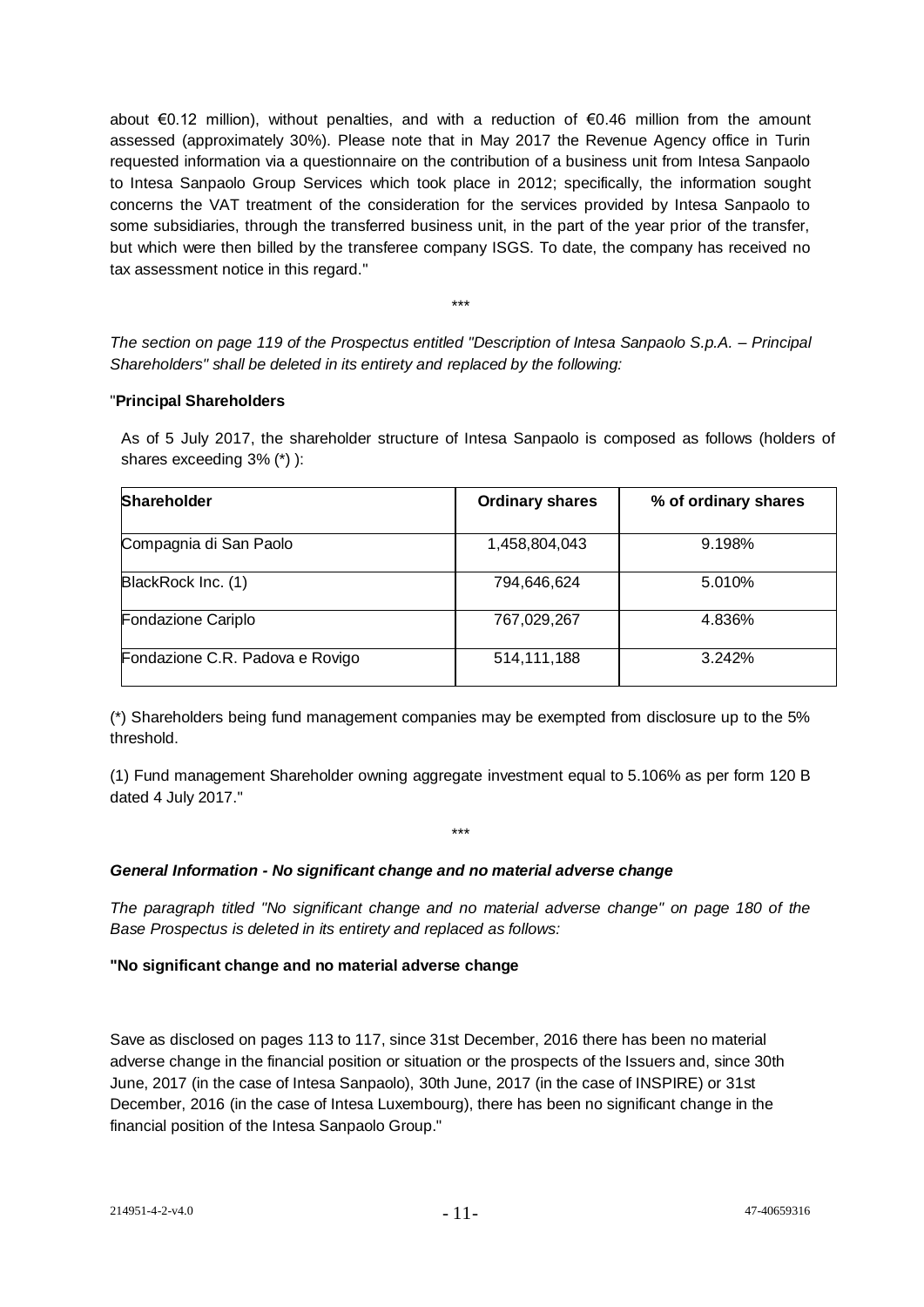about €0.12 million), without penalties, and with a reduction of €0.46 million from the amount assessed (approximately 30%). Please note that in May 2017 the Revenue Agency office in Turin requested information via a questionnaire on the contribution of a business unit from Intesa Sanpaolo to Intesa Sanpaolo Group Services which took place in 2012; specifically, the information sought concerns the VAT treatment of the consideration for the services provided by Intesa Sanpaolo to some subsidiaries, through the transferred business unit, in the part of the year prior of the transfer, but which were then billed by the transferee company ISGS. To date, the company has received no tax assessment notice in this regard."

\*\*\*

*The section on page 119 of the Prospectus entitled "Description of Intesa Sanpaolo S.p.A. – Principal Shareholders" shall be deleted in its entirety and replaced by the following:*

"**Principal Shareholders**

As of 5 July 2017, the shareholder structure of Intesa Sanpaolo is composed as follows (holders of shares exceeding 3% (*) ):

| Shareholder | Ordinary shares | % of ordinary shares |
|---|---|---|
| Compagnia di San Paolo | 1,458,804,043 | 9.198% |
| BlackRock Inc. (1) | 794,646,624 | 5.010% |
| Fondazione Cariplo | 767,029,267 | 4.836% |
| Fondazione C.R. Padova e Rovigo | 514,111,188 | 3.242% |

(*) Shareholders being fund management companies may be exempted from disclosure up to the 5% threshold.

(1) Fund management Shareholder owning aggregate investment equal to 5.106% as per form 120 B dated 4 July 2017."

\*\*\*

***General Information - No significant change and no material adverse change***

*The paragraph titled "No significant change and no material adverse change" on page 180 of the Base Prospectus is deleted in its entirety and replaced as follows:*

**"No significant change and no material adverse change**

Save as disclosed on pages 113 to 117, since 31st December, 2016 there has been no material adverse change in the financial position or situation or the prospects of the Issuers and, since 30th June, 2017 (in the case of Intesa Sanpaolo), 30th June, 2017 (in the case of INSPIRE) or 31st December, 2016 (in the case of Intesa Luxembourg), there has been no significant change in the financial position of the Intesa Sanpaolo Group."